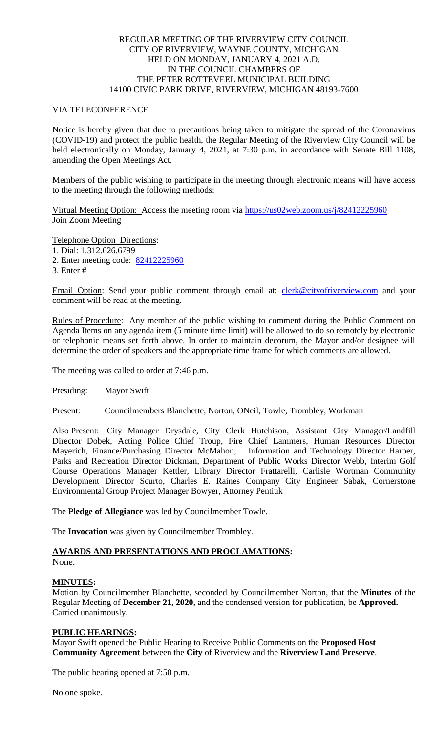REGULAR MEETING OF THE RIVERVIEW CITY COUNCIL
CITY OF RIVERVIEW, WAYNE COUNTY, MICHIGAN
HELD ON MONDAY, JANUARY 4, 2021 A.D.
IN THE COUNCIL CHAMBERS OF
THE PETER ROTTEVEEL MUNICIPAL BUILDING
14100 CIVIC PARK DRIVE, RIVERVIEW, MICHIGAN 48193-7600

VIA TELECONFERENCE

Notice is hereby given that due to precautions being taken to mitigate the spread of the Coronavirus (COVID-19) and protect the public health, the Regular Meeting of the Riverview City Council will be held electronically on Monday, January 4, 2021, at 7:30 p.m. in accordance with Senate Bill 1108, amending the Open Meetings Act.

Members of the public wishing to participate in the meeting through electronic means will have access to the meeting through the following methods:

Virtual Meeting Option: Access the meeting room via https://us02web.zoom.us/j/82412225960
Join Zoom Meeting

Telephone Option Directions:
1. Dial: 1.312.626.6799
2. Enter meeting code: 82412225960
3. Enter **#**

Email Option: Send your public comment through email at: clerk@cityofriverview.com and your comment will be read at the meeting.

Rules of Procedure: Any member of the public wishing to comment during the Public Comment on Agenda Items on any agenda item (5 minute time limit) will be allowed to do so remotely by electronic or telephonic means set forth above. In order to maintain decorum, the Mayor and/or designee will determine the order of speakers and the appropriate time frame for which comments are allowed.

The meeting was called to order at 7:46 p.m.

Presiding: Mayor Swift

Present: Councilmembers Blanchette, Norton, ONeil, Towle, Trombley, Workman

Also Present: City Manager Drysdale, City Clerk Hutchison, Assistant City Manager/Landfill Director Dobek, Acting Police Chief Troup, Fire Chief Lammers, Human Resources Director Mayerich, Finance/Purchasing Director McMahon, Information and Technology Director Harper, Parks and Recreation Director Dickman, Department of Public Works Director Webb, Interim Golf Course Operations Manager Kettler, Library Director Frattarelli, Carlisle Wortman Community Development Director Scurto, Charles E. Raines Company City Engineer Sabak, Cornerstone Environmental Group Project Manager Bowyer, Attorney Pentiuk

The **Pledge of Allegiance** was led by Councilmember Towle.

The **Invocation** was given by Councilmember Trombley.

## AWARDS AND PRESENTATIONS AND PROCLAMATIONS:

None.

## MINUTES:

Motion by Councilmember Blanchette, seconded by Councilmember Norton, that the **Minutes** of the Regular Meeting of **December 21, 2020,** and the condensed version for publication, be **Approved.**
Carried unanimously.

## PUBLIC HEARINGS:

Mayor Swift opened the Public Hearing to Receive Public Comments on the **Proposed Host Community Agreement** between the **City** of Riverview and the **Riverview Land Preserve**.

The public hearing opened at 7:50 p.m.

No one spoke.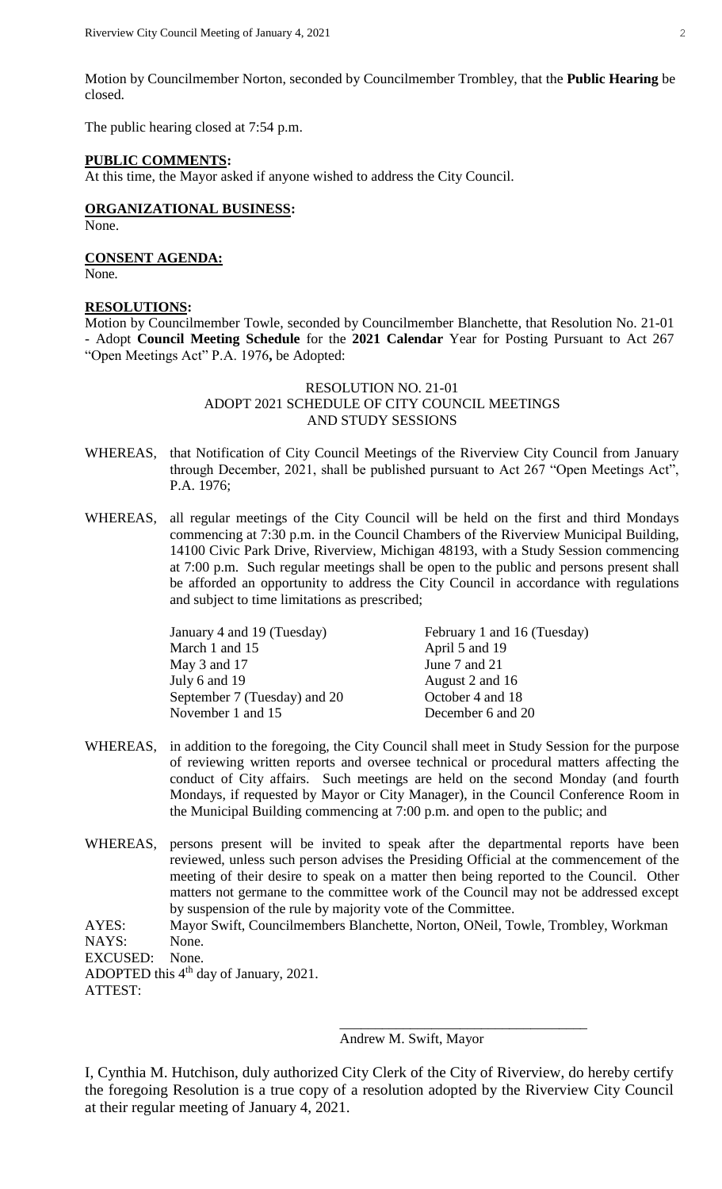Motion by Councilmember Norton, seconded by Councilmember Trombley, that the **Public Hearing** be closed.

The public hearing closed at 7:54 p.m.

**PUBLIC COMMENTS:**

At this time, the Mayor asked if anyone wished to address the City Council.

**ORGANIZATIONAL BUSINESS:**

None.

**CONSENT AGENDA:**

None.

**RESOLUTIONS:**

Motion by Councilmember Towle, seconded by Councilmember Blanchette, that Resolution No. 21-01 - Adopt **Council Meeting Schedule** for the **2021 Calendar** Year for Posting Pursuant to Act 267 "Open Meetings Act" P.A. 1976**,** be Adopted:

RESOLUTION NO. 21-01
ADOPT 2021 SCHEDULE OF CITY COUNCIL MEETINGS
AND STUDY SESSIONS

WHEREAS, that Notification of City Council Meetings of the Riverview City Council from January through December, 2021, shall be published pursuant to Act 267 "Open Meetings Act", P.A. 1976;

WHEREAS, all regular meetings of the City Council will be held on the first and third Mondays commencing at 7:30 p.m. in the Council Chambers of the Riverview Municipal Building, 14100 Civic Park Drive, Riverview, Michigan 48193, with a Study Session commencing at 7:00 p.m. Such regular meetings shall be open to the public and persons present shall be afforded an opportunity to address the City Council in accordance with regulations and subject to time limitations as prescribed;

| | |
|---|---|
| January 4 and 19 (Tuesday) | February 1 and 16 (Tuesday) |
| March 1 and 15 | April 5 and 19 |
| May 3 and 17 | June 7 and 21 |
| July 6 and 19 | August 2 and 16 |
| September 7 (Tuesday) and 20 | October 4 and 18 |
| November 1 and 15 | December 6 and 20 |

WHEREAS, in addition to the foregoing, the City Council shall meet in Study Session for the purpose of reviewing written reports and oversee technical or procedural matters affecting the conduct of City affairs. Such meetings are held on the second Monday (and fourth Mondays, if requested by Mayor or City Manager), in the Council Conference Room in the Municipal Building commencing at 7:00 p.m. and open to the public; and

WHEREAS, persons present will be invited to speak after the departmental reports have been reviewed, unless such person advises the Presiding Official at the commencement of the meeting of their desire to speak on a matter then being reported to the Council. Other matters not germane to the committee work of the Council may not be addressed except by suspension of the rule by majority vote of the Committee.

AYES: Mayor Swift, Councilmembers Blanchette, Norton, ONeil, Towle, Trombley, Workman
NAYS: None.
EXCUSED: None.
ADOPTED this 4th day of January, 2021.
ATTEST:

\_\_\_\_\_\_\_\_\_\_\_\_\_\_\_\_\_\_\_\_\_\_\_\_\_\_\_\_\_\_\_\_\_\_
Andrew M. Swift, Mayor

I, Cynthia M. Hutchison, duly authorized City Clerk of the City of Riverview, do hereby certify the foregoing Resolution is a true copy of a resolution adopted by the Riverview City Council at their regular meeting of January 4, 2021.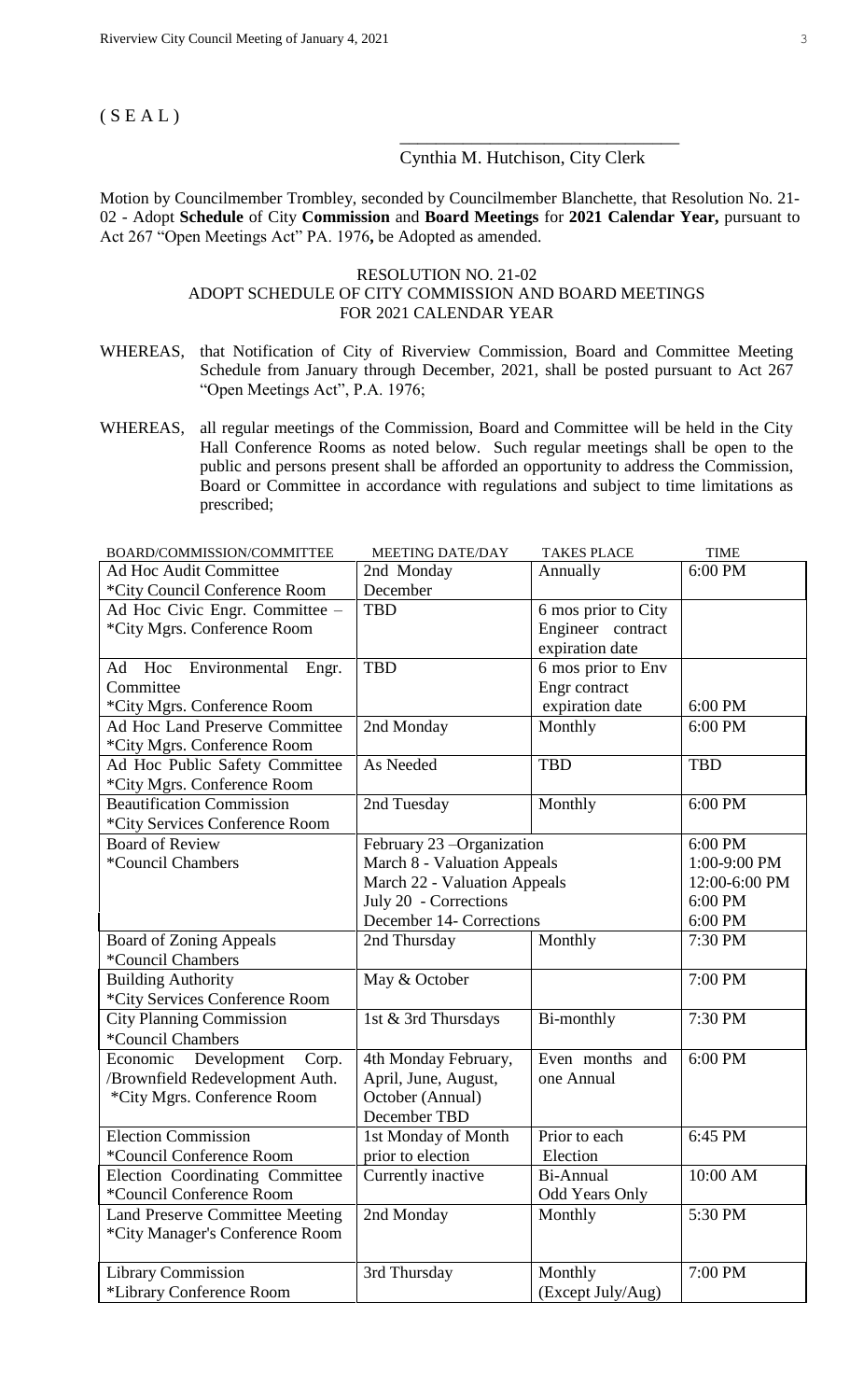( S E A L )

_______________________________
Cynthia M. Hutchison, City Clerk

Motion by Councilmember Trombley, seconded by Councilmember Blanchette, that Resolution No. 21-02 - Adopt **Schedule** of City **Commission** and **Board Meetings** for **2021 Calendar Year,** pursuant to Act 267 "Open Meetings Act" PA. 1976**,** be Adopted as amended.

RESOLUTION NO. 21-02
ADOPT SCHEDULE OF CITY COMMISSION AND BOARD MEETINGS
FOR 2021 CALENDAR YEAR

WHEREAS, that Notification of City of Riverview Commission, Board and Committee Meeting Schedule from January through December, 2021, shall be posted pursuant to Act 267 "Open Meetings Act", P.A. 1976;

WHEREAS, all regular meetings of the Commission, Board and Committee will be held in the City Hall Conference Rooms as noted below. Such regular meetings shall be open to the public and persons present shall be afforded an opportunity to address the Commission, Board or Committee in accordance with regulations and subject to time limitations as prescribed;

| BOARD/COMMISSION/COMMITTEE | MEETING DATE/DAY | TAKES PLACE | TIME |
|---|---|---|---|
| Ad Hoc Audit Committee<br>*City Council Conference Room | 2nd Monday December | Annually | 6:00 PM |
| Ad Hoc Civic Engr. Committee – *City Mgrs. Conference Room | TBD | 6 mos prior to City Engineer contract expiration date | |
| Ad Hoc Environmental Engr. Committee<br>*City Mgrs. Conference Room | TBD | 6 mos prior to Env Engr contract expiration date | 6:00 PM |
| Ad Hoc Land Preserve Committee<br>*City Mgrs. Conference Room | 2nd Monday | Monthly | 6:00 PM |
| Ad Hoc Public Safety Committee<br>*City Mgrs. Conference Room | As Needed | TBD | TBD |
| Beautification Commission<br>*City Services Conference Room | 2nd Tuesday | Monthly | 6:00 PM |
| Board of Review<br>*Council Chambers | February 23 –Organization<br>March 8 - Valuation Appeals<br>March 22 - Valuation Appeals<br>July 20 - Corrections<br>December 14- Corrections | | 6:00 PM<br>1:00-9:00 PM<br>12:00-6:00 PM<br>6:00 PM<br>6:00 PM |
| Board of Zoning Appeals<br>*Council Chambers | 2nd Thursday | Monthly | 7:30 PM |
| Building Authority<br>*City Services Conference Room | May & October | | 7:00 PM |
| City Planning Commission<br>*Council Chambers | 1st & 3rd Thursdays | Bi-monthly | 7:30 PM |
| Economic Development Corp. /Brownfield Redevelopment Auth.<br>*City Mgrs. Conference Room | 4th Monday February, April, June, August, October (Annual) December TBD | Even months and one Annual | 6:00 PM |
| Election Commission<br>*Council Conference Room | 1st Monday of Month prior to election | Prior to each Election | 6:45 PM |
| Election Coordinating Committee<br>*Council Conference Room | Currently inactive | Bi-Annual Odd Years Only | 10:00 AM |
| Land Preserve Committee Meeting<br>*City Manager's Conference Room | 2nd Monday | Monthly | 5:30 PM |
| Library Commission<br>*Library Conference Room | 3rd Thursday | Monthly (Except July/Aug) | 7:00 PM |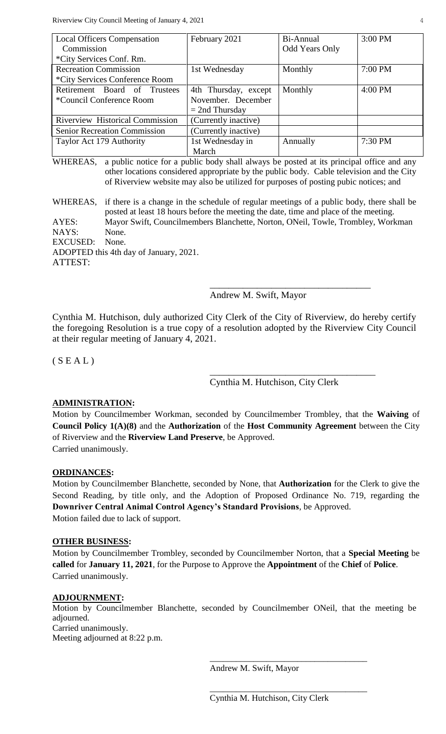| | | | |
|---|---|---|---|
| Local Officers Compensation Commission *City Services Conf. Rm. | February 2021 | Bi-Annual Odd Years Only | 3:00 PM |
| Recreation Commission *City Services Conference Room | 1st Wednesday | Monthly | 7:00 PM |
| Retirement Board of Trustees *Council Conference Room | 4th Thursday, except November. December = 2nd Thursday | Monthly | 4:00 PM |
| Riverview Historical Commission | (Currently inactive) | | |
| Senior Recreation Commission | (Currently inactive) | | |
| Taylor Act 179 Authority | 1st Wednesday in March | Annually | 7:30 PM |

WHEREAS, a public notice for a public body shall always be posted at its principal office and any other locations considered appropriate by the public body. Cable television and the City of Riverview website may also be utilized for purposes of posting pubic notices; and

WHEREAS, if there is a change in the schedule of regular meetings of a public body, there shall be posted at least 18 hours before the meeting the date, time and place of the meeting.

AYES: Mayor Swift, Councilmembers Blanchette, Norton, ONeil, Towle, Trombley, Workman
NAYS: None.
EXCUSED: None.
ADOPTED this 4th day of January, 2021.
ATTEST:

\_\_\_\_\_\_\_\_\_\_\_\_\_\_\_\_\_\_\_\_\_\_\_\_\_\_\_\_\_\_\_\_\_\_\_
Andrew M. Swift, Mayor

Cynthia M. Hutchison, duly authorized City Clerk of the City of Riverview, do hereby certify the foregoing Resolution is a true copy of a resolution adopted by the Riverview City Council at their regular meeting of January 4, 2021.

( S E A L )

\_\_\_\_\_\_\_\_\_\_\_\_\_\_\_\_\_\_\_\_\_\_\_\_\_\_\_\_\_\_\_\_\_\_\_
Cynthia M. Hutchison, City Clerk

**ADMINISTRATION:**

Motion by Councilmember Workman, seconded by Councilmember Trombley, that the **Waiving** of **Council Policy 1(A)(8)** and the **Authorization** of the **Host Community Agreement** between the City of Riverview and the **Riverview Land Preserve**, be Approved.
Carried unanimously.

**ORDINANCES:**

Motion by Councilmember Blanchette, seconded by None, that **Authorization** for the Clerk to give the Second Reading, by title only, and the Adoption of Proposed Ordinance No. 719, regarding the **Downriver Central Animal Control Agency's Standard Provisions**, be Approved.
Motion failed due to lack of support.

**OTHER BUSINESS:**

Motion by Councilmember Trombley, seconded by Councilmember Norton, that a **Special Meeting** be **called** for **January 11, 2021**, for the Purpose to Approve the **Appointment** of the **Chief** of **Police**.
Carried unanimously.

**ADJOURNMENT:**

Motion by Councilmember Blanchette, seconded by Councilmember ONeil, that the meeting be adjourned.
Carried unanimously.
Meeting adjourned at 8:22 p.m.

\_\_\_\_\_\_\_\_\_\_\_\_\_\_\_\_\_\_\_\_\_\_\_\_\_\_\_\_\_\_\_\_\_\_\_
Andrew M. Swift, Mayor

\_\_\_\_\_\_\_\_\_\_\_\_\_\_\_\_\_\_\_\_\_\_\_\_\_\_\_\_\_\_\_\_\_\_\_
Cynthia M. Hutchison, City Clerk